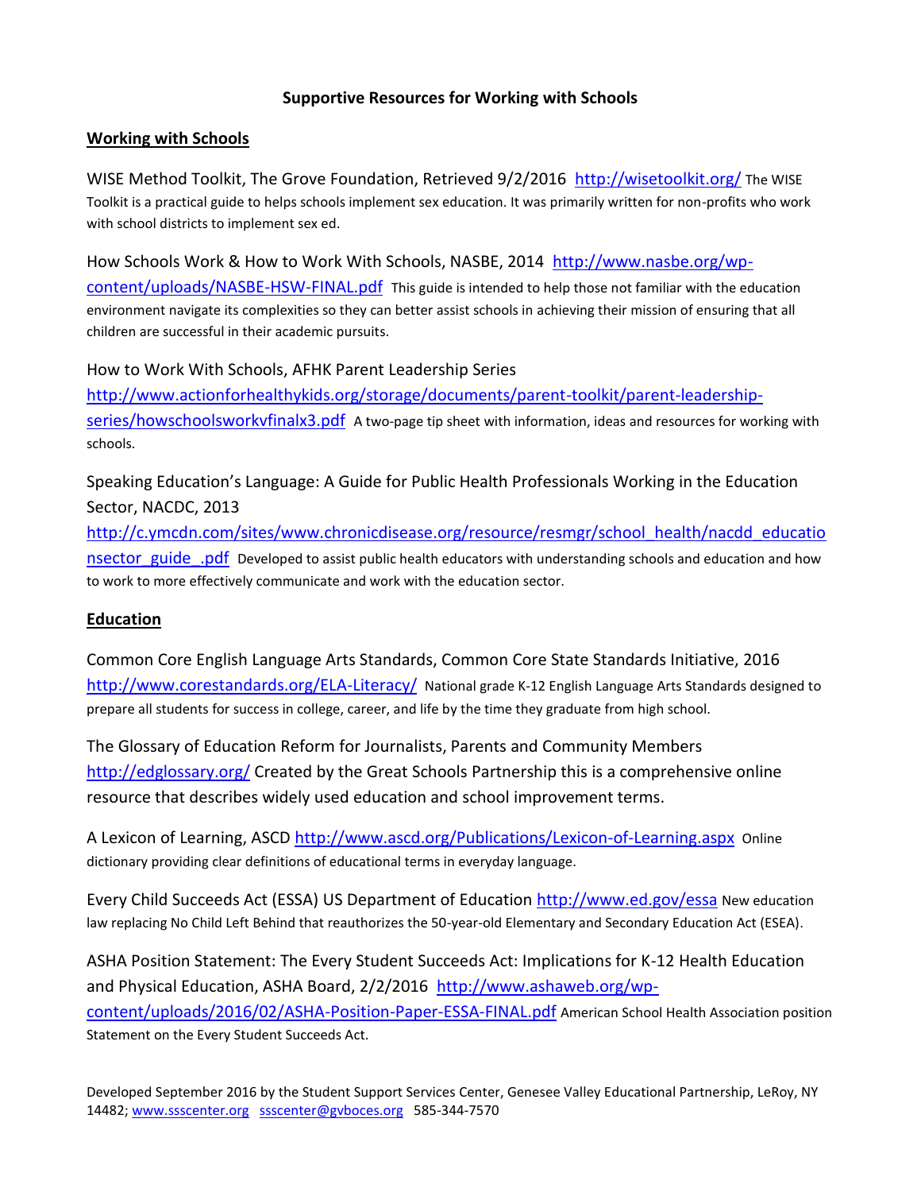# Supportive Resources for Working with Schools

## Working with Schools

WISE Method Toolkit, The Grove Foundation, Retrieved 9/2/2016 http://wisetoolkit.org/ The WISE Toolkit is a practical guide to helps schools implement sex education. It was primarily written for non-profits who work with school districts to implement sex ed.

How Schools Work & How to Work With Schools, NASBE, 2014 http://www.nasbe.org/wp-content/uploads/NASBE-HSW-FINAL.pdf This guide is intended to help those not familiar with the education environment navigate its complexities so they can better assist schools in achieving their mission of ensuring that all children are successful in their academic pursuits.

How to Work With Schools, AFHK Parent Leadership Series http://www.actionforhealthykids.org/storage/documents/parent-toolkit/parent-leadership-series/howschoolsworkvfinalx3.pdf A two-page tip sheet with information, ideas and resources for working with schools.

Speaking Education's Language: A Guide for Public Health Professionals Working in the Education Sector, NACDC, 2013 http://c.ymcdn.com/sites/www.chronicdisease.org/resource/resmgr/school_health/nacdd_educationsector_guide_.pdf Developed to assist public health educators with understanding schools and education and how to work to more effectively communicate and work with the education sector.

## Education

Common Core English Language Arts Standards, Common Core State Standards Initiative, 2016 http://www.corestandards.org/ELA-Literacy/ National grade K-12 English Language Arts Standards designed to prepare all students for success in college, career, and life by the time they graduate from high school.

The Glossary of Education Reform for Journalists, Parents and Community Members http://edglossary.org/ Created by the Great Schools Partnership this is a comprehensive online resource that describes widely used education and school improvement terms.

A Lexicon of Learning, ASCD http://www.ascd.org/Publications/Lexicon-of-Learning.aspx Online dictionary providing clear definitions of educational terms in everyday language.

Every Child Succeeds Act (ESSA) US Department of Education http://www.ed.gov/essa New education law replacing No Child Left Behind that reauthorizes the 50-year-old Elementary and Secondary Education Act (ESEA).

ASHA Position Statement: The Every Student Succeeds Act: Implications for K-12 Health Education and Physical Education, ASHA Board, 2/2/2016 http://www.ashaweb.org/wp-content/uploads/2016/02/ASHA-Position-Paper-ESSA-FINAL.pdf American School Health Association position Statement on the Every Student Succeeds Act.

Developed September 2016 by the Student Support Services Center, Genesee Valley Educational Partnership, LeRoy, NY 14482; www.ssscenter.org ssscenter@gvboces.org 585-344-7570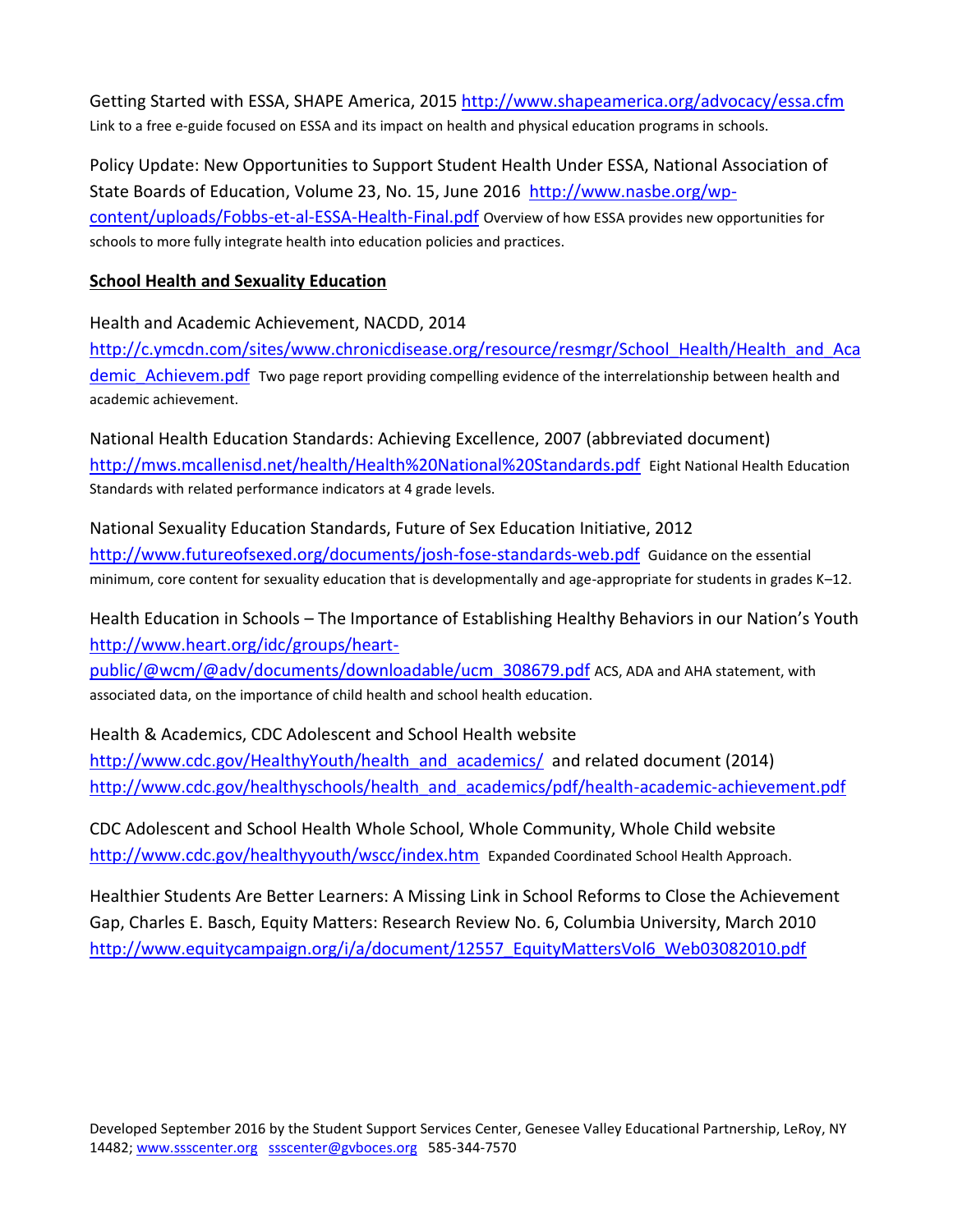Getting Started with ESSA, SHAPE America, 2015 http://www.shapeamerica.org/advocacy/essa.cfm
Link to a free e-guide focused on ESSA and its impact on health and physical education programs in schools.

Policy Update: New Opportunities to Support Student Health Under ESSA, National Association of State Boards of Education, Volume 23, No. 15, June 2016 http://www.nasbe.org/wp-content/uploads/Fobbs-et-al-ESSA-Health-Final.pdf Overview of how ESSA provides new opportunities for schools to more fully integrate health into education policies and practices.

**School Health and Sexuality Education**

Health and Academic Achievement, NACDD, 2014
http://c.ymcdn.com/sites/www.chronicdisease.org/resource/resmgr/School_Health/Health_and_Academic_Achievem.pdf Two page report providing compelling evidence of the interrelationship between health and academic achievement.

National Health Education Standards: Achieving Excellence, 2007 (abbreviated document)
http://mws.mcallenisd.net/health/Health%20National%20Standards.pdf Eight National Health Education Standards with related performance indicators at 4 grade levels.

National Sexuality Education Standards, Future of Sex Education Initiative, 2012
http://www.futureofsexed.org/documents/josh-fose-standards-web.pdf Guidance on the essential minimum, core content for sexuality education that is developmentally and age-appropriate for students in grades K–12.

Health Education in Schools – The Importance of Establishing Healthy Behaviors in our Nation's Youth
http://www.heart.org/idc/groups/heart-public/@wcm/@adv/documents/downloadable/ucm_308679.pdf ACS, ADA and AHA statement, with associated data, on the importance of child health and school health education.

Health & Academics, CDC Adolescent and School Health website
http://www.cdc.gov/HealthyYouth/health_and_academics/ and related document (2014)
http://www.cdc.gov/healthyschools/health_and_academics/pdf/health-academic-achievement.pdf

CDC Adolescent and School Health Whole School, Whole Community, Whole Child website
http://www.cdc.gov/healthyyouth/wscc/index.htm Expanded Coordinated School Health Approach.

Healthier Students Are Better Learners: A Missing Link in School Reforms to Close the Achievement Gap, Charles E. Basch, Equity Matters: Research Review No. 6, Columbia University, March 2010
http://www.equitycampaign.org/i/a/document/12557_EquityMattersVol6_Web03082010.pdf

Developed September 2016 by the Student Support Services Center, Genesee Valley Educational Partnership, LeRoy, NY 14482; www.ssscenter.org ssscenter@gvboces.org 585-344-7570